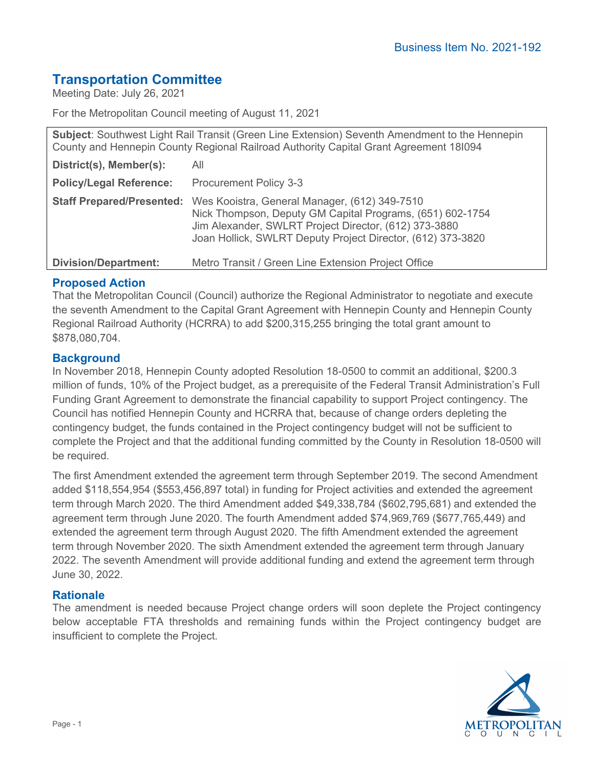Business Item No. 2021-192

# Transportation Committee

Meeting Date: July 26, 2021

For the Metropolitan Council meeting of August 11, 2021

**Subject**: Southwest Light Rail Transit (Green Line Extension) Seventh Amendment to the Hennepin County and Hennepin County Regional Railroad Authority Capital Grant Agreement 18I094

| | |
|---|---|
| **District(s), Member(s):** | All |
| **Policy/Legal Reference:** | Procurement Policy 3-3 |
| **Staff Prepared/Presented:** | Wes Kooistra, General Manager, (612) 349-7510<br>Nick Thompson, Deputy GM Capital Programs, (651) 602-1754<br>Jim Alexander, SWLRT Project Director, (612) 373-3880<br>Joan Hollick, SWLRT Deputy Project Director, (612) 373-3820 |
| **Division/Department:** | Metro Transit / Green Line Extension Project Office |

## Proposed Action

That the Metropolitan Council (Council) authorize the Regional Administrator to negotiate and execute the seventh Amendment to the Capital Grant Agreement with Hennepin County and Hennepin County Regional Railroad Authority (HCRRA) to add $200,315,255 bringing the total grant amount to $878,080,704.

## Background

In November 2018, Hennepin County adopted Resolution 18-0500 to commit an additional, $200.3 million of funds, 10% of the Project budget, as a prerequisite of the Federal Transit Administration's Full Funding Grant Agreement to demonstrate the financial capability to support Project contingency. The Council has notified Hennepin County and HCRRA that, because of change orders depleting the contingency budget, the funds contained in the Project contingency budget will not be sufficient to complete the Project and that the additional funding committed by the County in Resolution 18-0500 will be required.

The first Amendment extended the agreement term through September 2019. The second Amendment added $118,554,954 ($553,456,897 total) in funding for Project activities and extended the agreement term through March 2020. The third Amendment added $49,338,784 ($602,795,681) and extended the agreement term through June 2020. The fourth Amendment added $74,969,769 ($677,765,449) and extended the agreement term through August 2020. The fifth Amendment extended the agreement term through November 2020. The sixth Amendment extended the agreement term through January 2022. The seventh Amendment will provide additional funding and extend the agreement term through June 30, 2022.

## Rationale

The amendment is needed because Project change orders will soon deplete the Project contingency below acceptable FTA thresholds and remaining funds within the Project contingency budget are insufficient to complete the Project.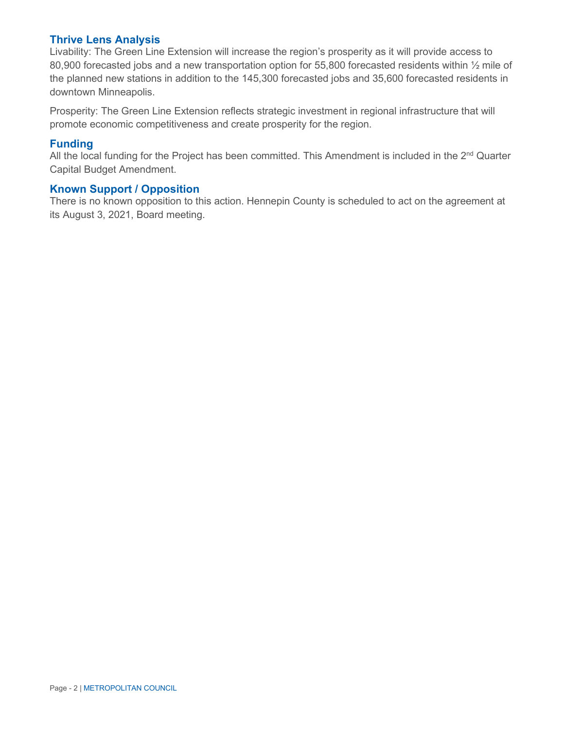## Thrive Lens Analysis

Livability: The Green Line Extension will increase the region's prosperity as it will provide access to 80,900 forecasted jobs and a new transportation option for 55,800 forecasted residents within ½ mile of the planned new stations in addition to the 145,300 forecasted jobs and 35,600 forecasted residents in downtown Minneapolis.

Prosperity: The Green Line Extension reflects strategic investment in regional infrastructure that will promote economic competitiveness and create prosperity for the region.

## Funding

All the local funding for the Project has been committed. This Amendment is included in the 2nd Quarter Capital Budget Amendment.

## Known Support / Opposition

There is no known opposition to this action. Hennepin County is scheduled to act on the agreement at its August 3, 2021, Board meeting.